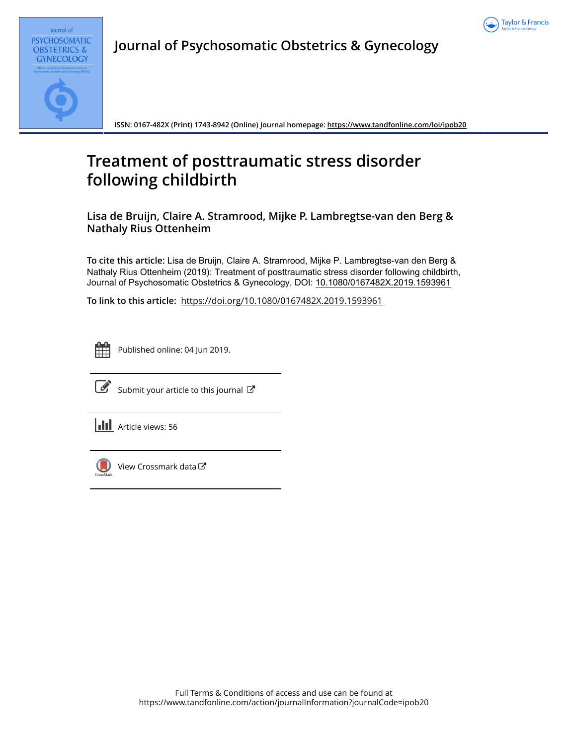Journal of Psychosomatic Obstetrics & Gynecology

ISSN: 0167-482X (Print) 1743-8942 (Online) Journal homepage: https://www.tandfonline.com/loi/ipob20

# Treatment of posttraumatic stress disorder following childbirth

**Lisa de Bruijn, Claire A. Stramrood, Mijke P. Lambregtse-van den Berg & Nathaly Rius Ottenheim**

**To cite this article:** Lisa de Bruijn, Claire A. Stramrood, Mijke P. Lambregtse-van den Berg & Nathaly Rius Ottenheim (2019): Treatment of posttraumatic stress disorder following childbirth, Journal of Psychosomatic Obstetrics & Gynecology, DOI: 10.1080/0167482X.2019.1593961

**To link to this article:** https://doi.org/10.1080/0167482X.2019.1593961

Published online: 04 Jun 2019.

Submit your article to this journal

Article views: 56

View Crossmark data

Full Terms & Conditions of access and use can be found at
https://www.tandfonline.com/action/journalInformation?journalCode=ipob20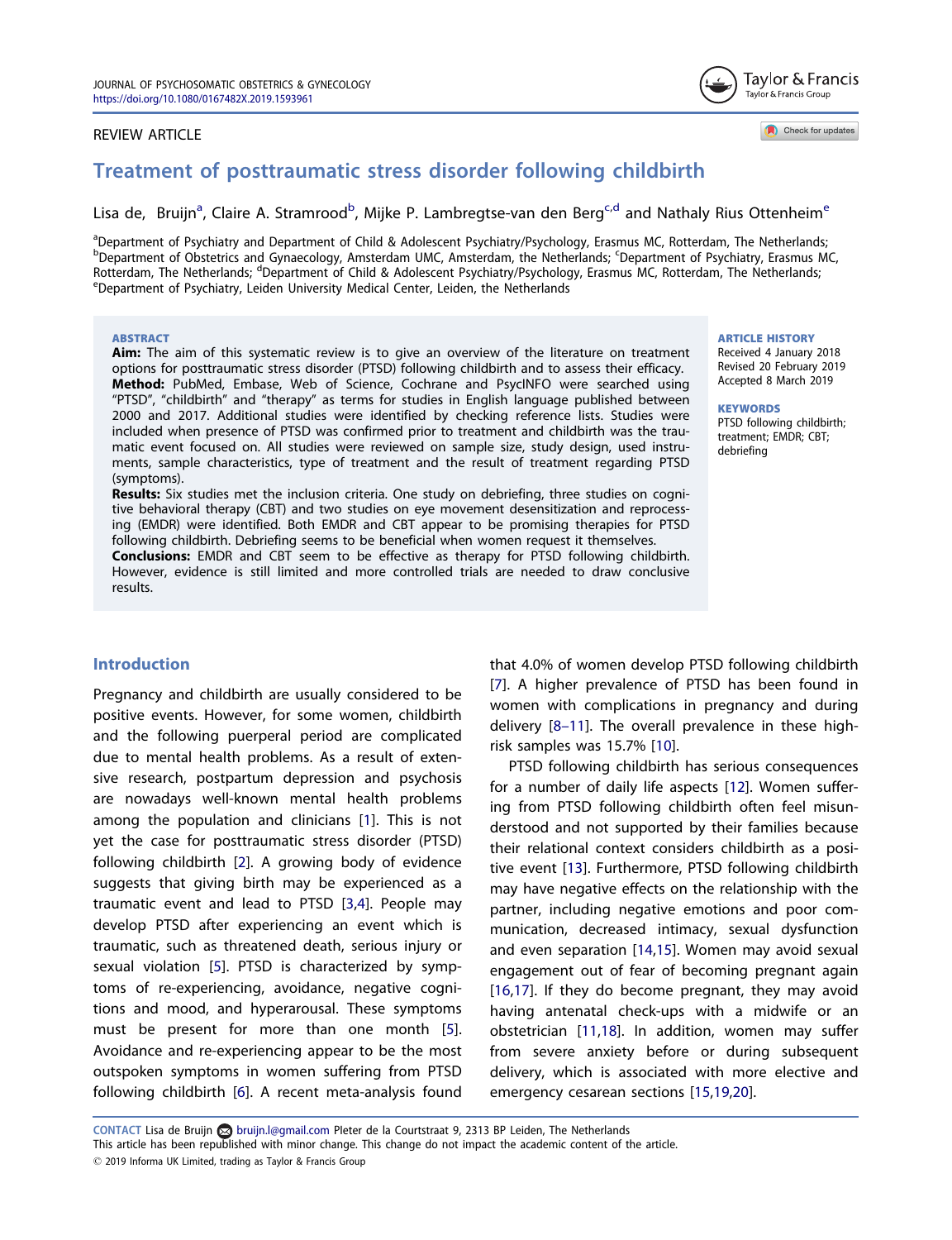REVIEW ARTICLE

# Treatment of posttraumatic stress disorder following childbirth

Lisa de, Bruijn[a], Claire A. Stramrood[b], Mijke P. Lambregtse-van den Berg[c,d] and Nathaly Rius Ottenheim[e]

[a]Department of Psychiatry and Department of Child & Adolescent Psychiatry/Psychology, Erasmus MC, Rotterdam, The Netherlands; [b]Department of Obstetrics and Gynaecology, Amsterdam UMC, Amsterdam, the Netherlands; [c]Department of Psychiatry, Erasmus MC, Rotterdam, The Netherlands; [d]Department of Child & Adolescent Psychiatry/Psychology, Erasmus MC, Rotterdam, The Netherlands; [e]Department of Psychiatry, Leiden University Medical Center, Leiden, the Netherlands

## ABSTRACT

**Aim:** The aim of this systematic review is to give an overview of the literature on treatment options for posttraumatic stress disorder (PTSD) following childbirth and to assess their efficacy.
**Method:** PubMed, Embase, Web of Science, Cochrane and PsycINFO were searched using "PTSD", "childbirth" and "therapy" as terms for studies in English language published between 2000 and 2017. Additional studies were identified by checking reference lists. Studies were included when presence of PTSD was confirmed prior to treatment and childbirth was the traumatic event focused on. All studies were reviewed on sample size, study design, used instruments, sample characteristics, type of treatment and the result of treatment regarding PTSD (symptoms).
**Results:** Six studies met the inclusion criteria. One study on debriefing, three studies on cognitive behavioral therapy (CBT) and two studies on eye movement desensitization and reprocessing (EMDR) were identified. Both EMDR and CBT appear to be promising therapies for PTSD following childbirth. Debriefing seems to be beneficial when women request it themselves.
**Conclusions:** EMDR and CBT seem to be effective as therapy for PTSD following childbirth. However, evidence is still limited and more controlled trials are needed to draw conclusive results.

**ARTICLE HISTORY**
Received 4 January 2018
Revised 20 February 2019
Accepted 8 March 2019

**KEYWORDS**
PTSD following childbirth; treatment; EMDR; CBT; debriefing

## Introduction

Pregnancy and childbirth are usually considered to be positive events. However, for some women, childbirth and the following puerperal period are complicated due to mental health problems. As a result of extensive research, postpartum depression and psychosis are nowadays well-known mental health problems among the population and clinicians [1]. This is not yet the case for posttraumatic stress disorder (PTSD) following childbirth [2]. A growing body of evidence suggests that giving birth may be experienced as a traumatic event and lead to PTSD [3,4]. People may develop PTSD after experiencing an event which is traumatic, such as threatened death, serious injury or sexual violation [5]. PTSD is characterized by symptoms of re-experiencing, avoidance, negative cognitions and mood, and hyperarousal. These symptoms must be present for more than one month [5]. Avoidance and re-experiencing appear to be the most outspoken symptoms in women suffering from PTSD following childbirth [6]. A recent meta-analysis found that 4.0% of women develop PTSD following childbirth [7]. A higher prevalence of PTSD has been found in women with complications in pregnancy and during delivery [8–11]. The overall prevalence in these high-risk samples was 15.7% [10].

PTSD following childbirth has serious consequences for a number of daily life aspects [12]. Women suffering from PTSD following childbirth often feel misunderstood and not supported by their families because their relational context considers childbirth as a positive event [13]. Furthermore, PTSD following childbirth may have negative effects on the relationship with the partner, including negative emotions and poor communication, decreased intimacy, sexual dysfunction and even separation [14,15]. Women may avoid sexual engagement out of fear of becoming pregnant again [16,17]. If they do become pregnant, they may avoid having antenatal check-ups with a midwife or an obstetrician [11,18]. In addition, women may suffer from severe anxiety before or during subsequent delivery, which is associated with more elective and emergency cesarean sections [15,19,20].

CONTACT Lisa de Bruijn bruijn.l@gmail.com Pleter de la Courtstraat 9, 2313 BP Leiden, The Netherlands
This article has been republished with minor change. This change do not impact the academic content of the article.
© 2019 Informa UK Limited, trading as Taylor & Francis Group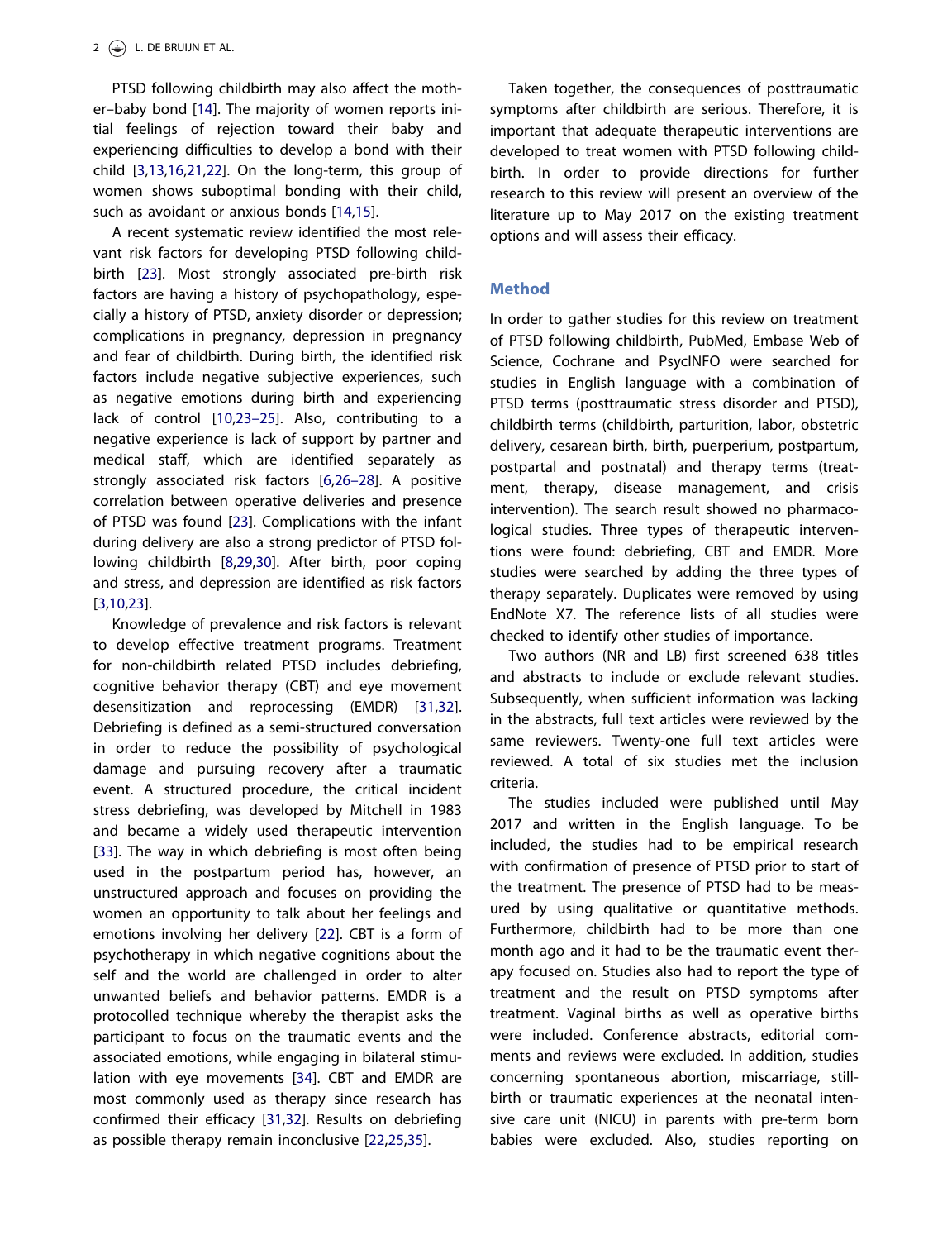PTSD following childbirth may also affect the mother–baby bond [14]. The majority of women reports initial feelings of rejection toward their baby and experiencing difficulties to develop a bond with their child [3,13,16,21,22]. On the long-term, this group of women shows suboptimal bonding with their child, such as avoidant or anxious bonds [14,15].

A recent systematic review identified the most relevant risk factors for developing PTSD following childbirth [23]. Most strongly associated pre-birth risk factors are having a history of psychopathology, especially a history of PTSD, anxiety disorder or depression; complications in pregnancy, depression in pregnancy and fear of childbirth. During birth, the identified risk factors include negative subjective experiences, such as negative emotions during birth and experiencing lack of control [10,23–25]. Also, contributing to a negative experience is lack of support by partner and medical staff, which are identified separately as strongly associated risk factors [6,26–28]. A positive correlation between operative deliveries and presence of PTSD was found [23]. Complications with the infant during delivery are also a strong predictor of PTSD following childbirth [8,29,30]. After birth, poor coping and stress, and depression are identified as risk factors [3,10,23].

Knowledge of prevalence and risk factors is relevant to develop effective treatment programs. Treatment for non-childbirth related PTSD includes debriefing, cognitive behavior therapy (CBT) and eye movement desensitization and reprocessing (EMDR) [31,32]. Debriefing is defined as a semi-structured conversation in order to reduce the possibility of psychological damage and pursuing recovery after a traumatic event. A structured procedure, the critical incident stress debriefing, was developed by Mitchell in 1983 and became a widely used therapeutic intervention [33]. The way in which debriefing is most often being used in the postpartum period has, however, an unstructured approach and focuses on providing the women an opportunity to talk about her feelings and emotions involving her delivery [22]. CBT is a form of psychotherapy in which negative cognitions about the self and the world are challenged in order to alter unwanted beliefs and behavior patterns. EMDR is a protocolled technique whereby the therapist asks the participant to focus on the traumatic events and the associated emotions, while engaging in bilateral stimulation with eye movements [34]. CBT and EMDR are most commonly used as therapy since research has confirmed their efficacy [31,32]. Results on debriefing as possible therapy remain inconclusive [22,25,35].

Taken together, the consequences of posttraumatic symptoms after childbirth are serious. Therefore, it is important that adequate therapeutic interventions are developed to treat women with PTSD following childbirth. In order to provide directions for further research to this review will present an overview of the literature up to May 2017 on the existing treatment options and will assess their efficacy.

## Method

In order to gather studies for this review on treatment of PTSD following childbirth, PubMed, Embase Web of Science, Cochrane and PsycINFO were searched for studies in English language with a combination of PTSD terms (posttraumatic stress disorder and PTSD), childbirth terms (childbirth, parturition, labor, obstetric delivery, cesarean birth, birth, puerperium, postpartum, postpartal and postnatal) and therapy terms (treatment, therapy, disease management, and crisis intervention). The search result showed no pharmacological studies. Three types of therapeutic interventions were found: debriefing, CBT and EMDR. More studies were searched by adding the three types of therapy separately. Duplicates were removed by using EndNote X7. The reference lists of all studies were checked to identify other studies of importance.

Two authors (NR and LB) first screened 638 titles and abstracts to include or exclude relevant studies. Subsequently, when sufficient information was lacking in the abstracts, full text articles were reviewed by the same reviewers. Twenty-one full text articles were reviewed. A total of six studies met the inclusion criteria.

The studies included were published until May 2017 and written in the English language. To be included, the studies had to be empirical research with confirmation of presence of PTSD prior to start of the treatment. The presence of PTSD had to be measured by using qualitative or quantitative methods. Furthermore, childbirth had to be more than one month ago and it had to be the traumatic event therapy focused on. Studies also had to report the type of treatment and the result on PTSD symptoms after treatment. Vaginal births as well as operative births were included. Conference abstracts, editorial comments and reviews were excluded. In addition, studies concerning spontaneous abortion, miscarriage, stillbirth or traumatic experiences at the neonatal intensive care unit (NICU) in parents with pre-term born babies were excluded. Also, studies reporting on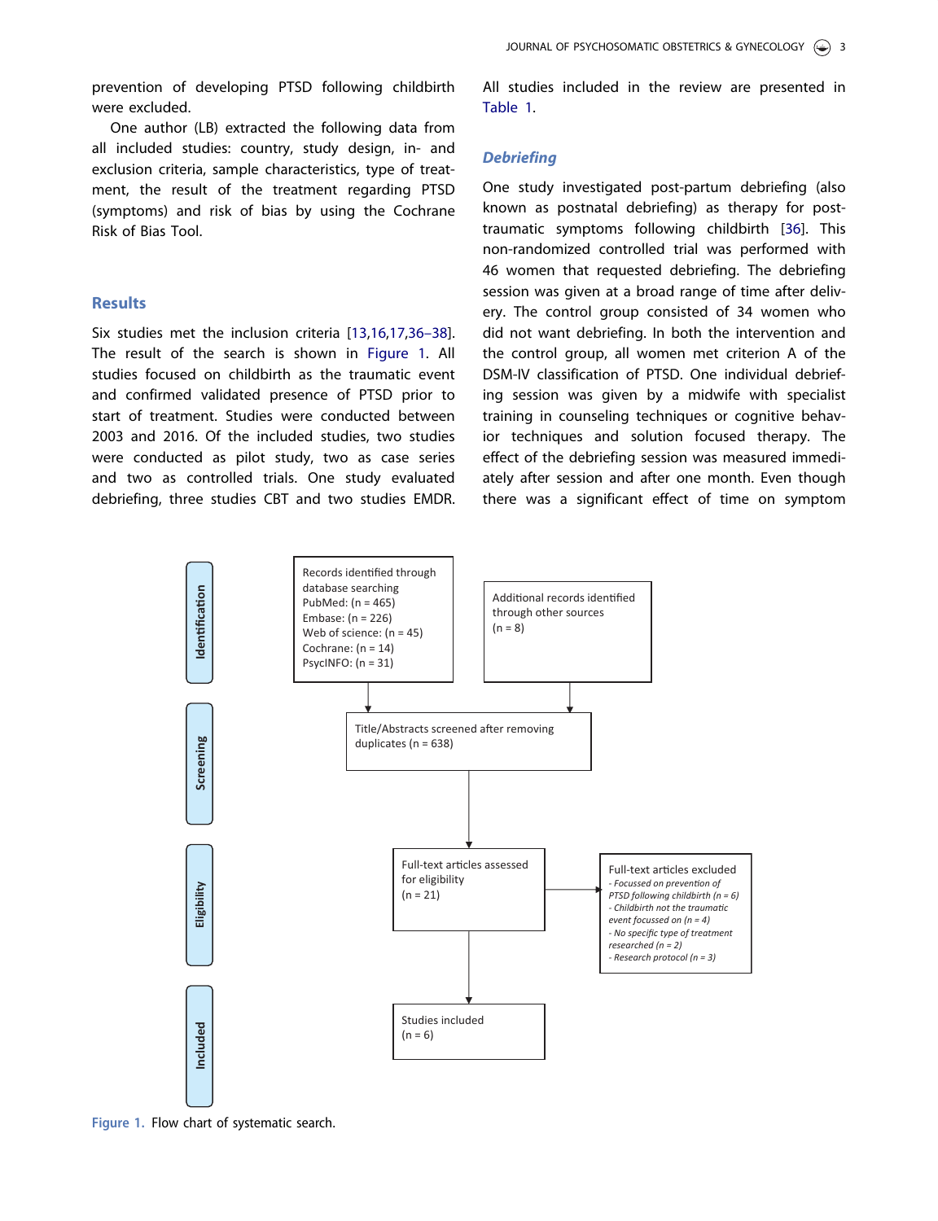prevention of developing PTSD following childbirth were excluded.

One author (LB) extracted the following data from all included studies: country, study design, in- and exclusion criteria, sample characteristics, type of treatment, the result of the treatment regarding PTSD (symptoms) and risk of bias by using the Cochrane Risk of Bias Tool.

## Results

Six studies met the inclusion criteria [13,16,17,36–38]. The result of the search is shown in Figure 1. All studies focused on childbirth as the traumatic event and confirmed validated presence of PTSD prior to start of treatment. Studies were conducted between 2003 and 2016. Of the included studies, two studies were conducted as pilot study, two as case series and two as controlled trials. One study evaluated debriefing, three studies CBT and two studies EMDR. All studies included in the review are presented in Table 1.

### *Debriefing*

One study investigated post-partum debriefing (also known as postnatal debriefing) as therapy for post-traumatic symptoms following childbirth [36]. This non-randomized controlled trial was performed with 46 women that requested debriefing. The debriefing session was given at a broad range of time after delivery. The control group consisted of 34 women who did not want debriefing. In both the intervention and the control group, all women met criterion A of the DSM-IV classification of PTSD. One individual debriefing session was given by a midwife with specialist training in counseling techniques or cognitive behavior techniques and solution focused therapy. The effect of the debriefing session was measured immediately after session and after one month. Even though there was a significant effect of time on symptom

**Identification**

Records identified through database searching
PubMed: (n = 465)
Embase: (n = 226)
Web of science: (n = 45)
Cochrane: (n = 14)
PsycINFO: (n = 31)

Additional records identified through other sources
(n = 8)

**Screening**

Title/Abstracts screened after removing duplicates (n = 638)

**Eligibility**

Full-text articles assessed for eligibility
(n = 21)

Full-text articles excluded
- *Focussed on prevention of PTSD following childbirth (n = 6)*
- *Childbirth not the traumatic event focussed on (n = 4)*
- *No specific type of treatment researched (n = 2)*
- *Research protocol (n = 3)*

**Included**

Studies included
(n = 6)

Figure 1. Flow chart of systematic search.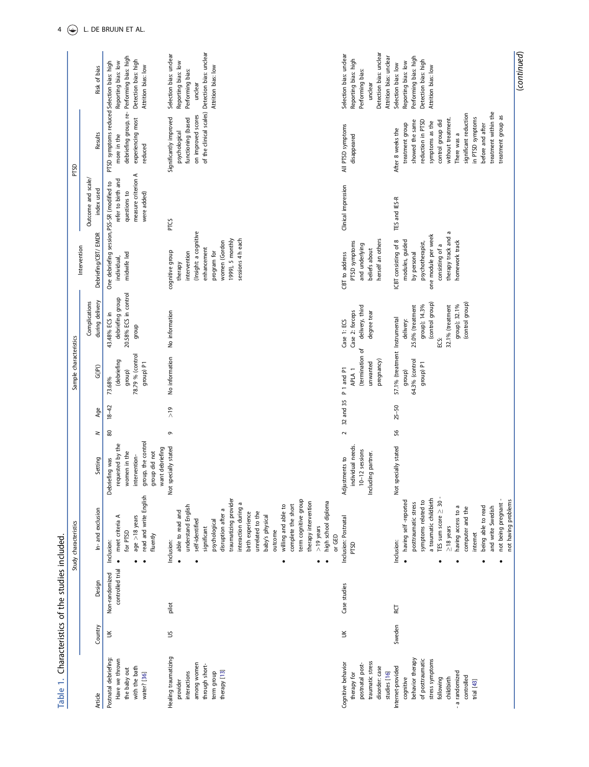Table 1. Characteristics of the studies included.

| Article | Study characteristics | | | | Sample characteristics | | | Intervention | PTSD | | |
|---|---|---|---|---|---|---|---|---|---|---|---|
| | Country | Design | In- and exclusion | Setting | N | Age | G(P) | Complications during delivery | Debriefing/CBT/ EMDR | Outcome and scale/ index used | Results | Risk of bias |
| Postnatal debriefing: Have we thrown the baby out with the bath water? [36] | UK | Non-randomized controlled trial | Inclusion: • meet criteria A for PTSD • age >18 years • read and write English fluently | Debriefing was requested by the women in the intervention-group, the control group did not want debriefing | 80 | 18–42 | 73.68% (debriefing group) 78.79 % (control group) P1 | 43.48% ECS in debriefing group 20.58% ECS in control group | One debriefing session, individual, midwife led | PSS-SR (modified to refer to birth and questions to measure criterion A were added) | PTSD symptoms reduced more in the debriefing group, re-experiencing most reduced | Selection bias: high Reporting bias: low Performing bias: high Detection bias: high Attrition bias: low |
| Healing traumatizing provider interactions among women through short-term group therapy [13] | US | pilot | Inclusion: • able to read and understand English • self-identified significant psychological disruption after a traumatizing provider interaction during a birth experience unrelated to the baby's physical outcome • willing and able to complete the short term cognitive group therapy intervention • >19 years • high school diploma or GED | Not specially stated | 9 | >19 | No information | No information | cognitive group therapy intervention (Insight: a cognitive enhancement program for women (Gordon 1999), 5 monthly sessions 4 h each | PTCS | Significantly improved psychological functioning (based on improved scores of the clinical scales) | Selection bias: unclear Reporting bias: low Performing bias: unclear Detection bias: unclear Attrition bias: low |
| Cognitive behavior therapy for postnatal post-traumatic stress disorder: case studies [16] | UK | Case studies | Inclusion: Postnatal PTSD | Adjustments to individual needs. 10–12 sessions Including partner. | 2 | 32 and 35 | P 1 and P1 APLA 1 (termination of unwanted pregnancy) | Case 1: ECS Case 2: forceps delivery, third degree tear | CBT to address PTSD symptoms and underlying beliefs about herself an others | Clinical impression | All PTSD symptoms disappeared | Selection bias: unclear Reporting bias: high Performing bias: unclear Detection bias: unclear Attrition bias: unclear |
| Internet-provided cognitive behavior therapy of posttraumatic stress symptoms following childbirth - a randomized controlled trial [43] | Sweden | RCT | Inclusion: • having self -reported posttraumatic stress symptoms related to a traumatic childbirth • TES sum score ≥ 30 - ≥18 years • having access to a computer and the internet • being able to read and write Swedish • not being pregnant - not having problems | Not specially stated | 56 | 25–50 | 57.1% (treatment group) 64.3% (control group) P1 | Instrumental delivery: 25.0% (treatment group); 14.3% (control group) ECS: 32.1% (treatment group); 32.1% (control group) | ICBT consisting of 8 modules, guided by personal psychotherapist, one module per week consisting of a therapy track and a homework track | TES and IES-R | After 8 weeks the treatment group showed the same reduction in PTSD symptoms as the control group did without treatment. There was a significant reduction in PTSD symptoms before and after treatment within the treatment group as | Selection bias: low Reporting bias: low Performing bias: high Detection bias: high Attrition bias: low |

(continued)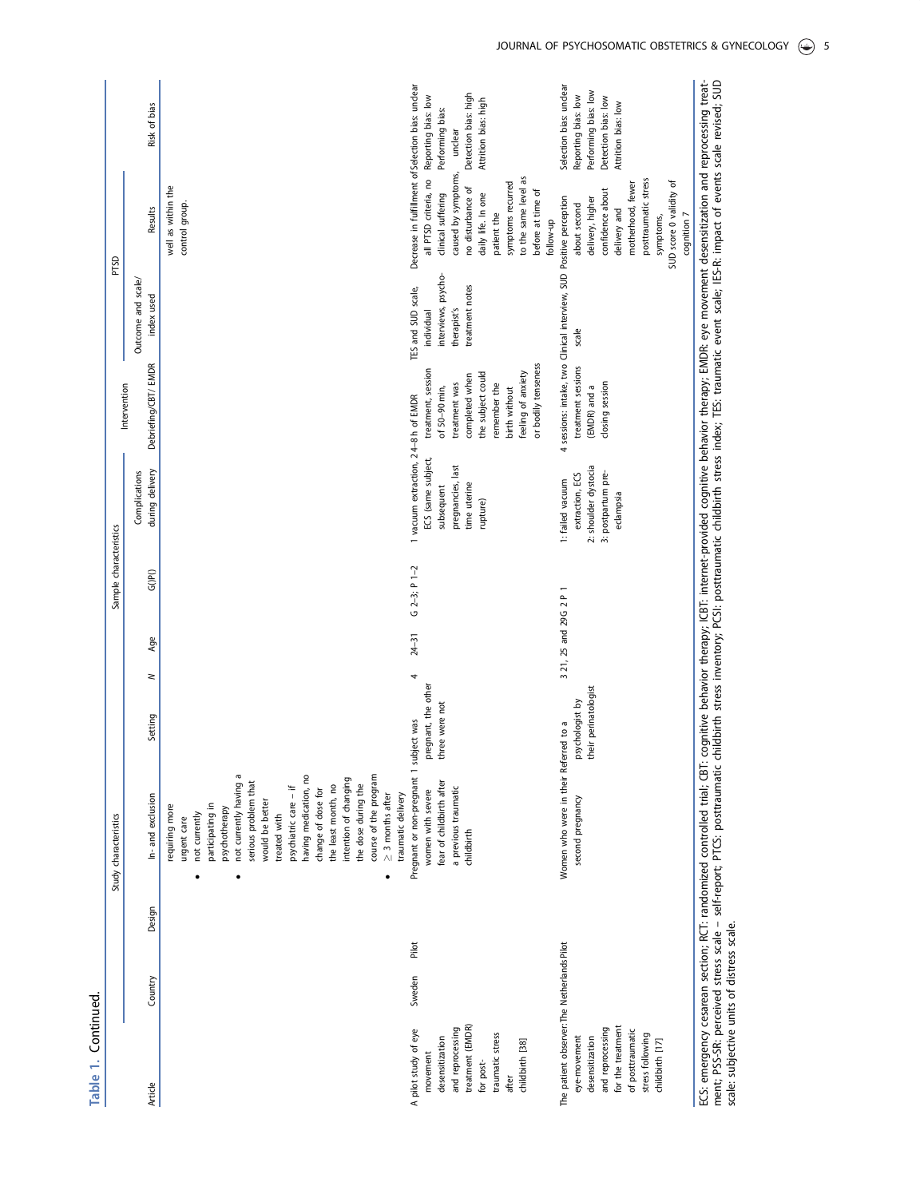**Table 1. Continued.**

| Article | Study characteristics | | | | Sample characteristics | | | | Intervention | PTSD | | |
|---|---|---|---|---|---|---|---|---|---|---|---|---|
| | Country | Design | In- and exclusion | Setting | N | Age | G()P() | Complications during delivery | Debriefing/CBT/ EMDR | Outcome and scale/ index used | Results | Risk of bias |
| | | | requiring more urgent care<br>• not currently participating in psychotherapy<br>• not currently having a serious problem that would be better treated with psychiatric care – if having medication, no change of dose for the least month, no intention of changing the dose during the course of the program<br>• ≥ 3 months after traumatic delivery | | | | | | | | well as within the control group. | |
| A pilot study of eye movement desensitization and reprocessing treatment (EMDR) for post-traumatic stress after childbirth [38] | Sweden | Pilot | Pregnant or non-pregnant women with severe fear of childbirth after a previous traumatic childbirth | 1 subject was pregnant, the other three were not | 4 | 24–31 | G 2–3; P 1–2 | 1 vacuum extraction, 2 ECS (same subject, subsequent pregnancies, last time uterine rupture) | 4–8 h of EMDR treatment, session of 50–90 min, treatment was completed when the subject could remember the birth without feeling of anxiety or bodily tenseness | TES and SUD scale, individual interviews, psycho-therapist's treatment notes | Decrease in fulfillment of all PTSD criteria, no clinical suffering caused by symptoms, no disturbance of daily life. In one patient the symptoms recurred to the same level as before at time of follow-up | Selection bias: unclear<br>Reporting bias: low<br>Performing bias: unclear<br>Detection bias: high<br>Attrition bias: high |
| The patient observer: eye-movement desensitization and reprocessing for the treatment of posttraumatic stress following childbirth [17] | The Netherlands | Pilot | Women who were in their second pregnancy | Referred to a psychologist by their perinatologist | 3 | 21, 25 and 29 | G 2 P 1 | 1: failed vacuum extraction, ECS<br>2: shoulder dystocia<br>3: postpartum pre-eclampsia | 4 sessions: intake, two treatment sessions (EMDR) and a closing session | Clinical interview, SUD scale | Positive perception about second delivery, higher confidence about delivery and motherhood, fewer posttraumatic stress symptoms, SUD score 0 validity of cognition 7 | Selection bias: unclear<br>Reporting bias: low<br>Performing bias: low<br>Detection bias: low<br>Attrition bias: low |

ECS: emergency cesarean section; RCT: randomized controlled trial; CBT: cognitive behavior therapy; ICBT: internet-provided cognitive behavior therapy; EMDR: eye movement desensitization and reprocessing treatment; PSS-SR: perceived stress scale – self-report; PTCS: posttraumatic childbirth stress inventory; PCSI: posttraumatic childbirth stress index; TES: traumatic event scale; IES-R: impact of events scale revised; SUD scale: subjective units of distress scale.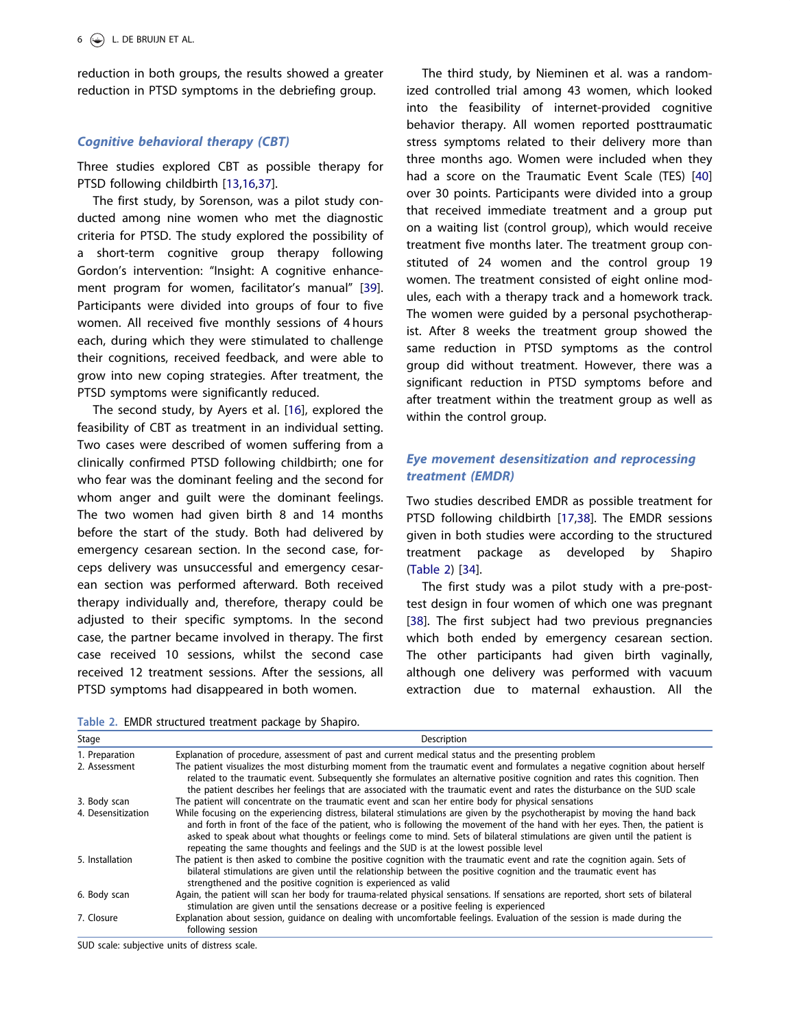reduction in both groups, the results showed a greater reduction in PTSD symptoms in the debriefing group.

### *Cognitive behavioral therapy (CBT)*

Three studies explored CBT as possible therapy for PTSD following childbirth [13,16,37].

The first study, by Sorenson, was a pilot study conducted among nine women who met the diagnostic criteria for PTSD. The study explored the possibility of a short-term cognitive group therapy following Gordon's intervention: "Insight: A cognitive enhancement program for women, facilitator's manual" [39]. Participants were divided into groups of four to five women. All received five monthly sessions of 4 hours each, during which they were stimulated to challenge their cognitions, received feedback, and were able to grow into new coping strategies. After treatment, the PTSD symptoms were significantly reduced.

The second study, by Ayers et al. [16], explored the feasibility of CBT as treatment in an individual setting. Two cases were described of women suffering from a clinically confirmed PTSD following childbirth; one for who fear was the dominant feeling and the second for whom anger and guilt were the dominant feelings. The two women had given birth 8 and 14 months before the start of the study. Both had delivered by emergency cesarean section. In the second case, forceps delivery was unsuccessful and emergency cesarean section was performed afterward. Both received therapy individually and, therefore, therapy could be adjusted to their specific symptoms. In the second case, the partner became involved in therapy. The first case received 10 sessions, whilst the second case received 12 treatment sessions. After the sessions, all PTSD symptoms had disappeared in both women.

The third study, by Nieminen et al. was a randomized controlled trial among 43 women, which looked into the feasibility of internet-provided cognitive behavior therapy. All women reported posttraumatic stress symptoms related to their delivery more than three months ago. Women were included when they had a score on the Traumatic Event Scale (TES) [40] over 30 points. Participants were divided into a group that received immediate treatment and a group put on a waiting list (control group), which would receive treatment five months later. The treatment group constituted of 24 women and the control group 19 women. The treatment consisted of eight online modules, each with a therapy track and a homework track. The women were guided by a personal psychotherapist. After 8 weeks the treatment group showed the same reduction in PTSD symptoms as the control group did without treatment. However, there was a significant reduction in PTSD symptoms before and after treatment within the treatment group as well as within the control group.

### *Eye movement desensitization and reprocessing treatment (EMDR)*

Two studies described EMDR as possible treatment for PTSD following childbirth [17,38]. The EMDR sessions given in both studies were according to the structured treatment package as developed by Shapiro (Table 2) [34].

The first study was a pilot study with a pre-post-test design in four women of which one was pregnant [38]. The first subject had two previous pregnancies which both ended by emergency cesarean section. The other participants had given birth vaginally, although one delivery was performed with vacuum extraction due to maternal exhaustion. All the

**Table 2.** EMDR structured treatment package by Shapiro.

| Stage | Description |
|---|---|
| 1. Preparation | Explanation of procedure, assessment of past and current medical status and the presenting problem |
| 2. Assessment | The patient visualizes the most disturbing moment from the traumatic event and formulates a negative cognition about herself related to the traumatic event. Subsequently she formulates an alternative positive cognition and rates this cognition. Then the patient describes her feelings that are associated with the traumatic event and rates the disturbance on the SUD scale |
| 3. Body scan | The patient will concentrate on the traumatic event and scan her entire body for physical sensations |
| 4. Desensitization | While focusing on the experiencing distress, bilateral stimulations are given by the psychotherapist by moving the hand back and forth in front of the face of the patient, who is following the movement of the hand with her eyes. Then, the patient is asked to speak about what thoughts or feelings come to mind. Sets of bilateral stimulations are given until the patient is repeating the same thoughts and feelings and the SUD is at the lowest possible level |
| 5. Installation | The patient is then asked to combine the positive cognition with the traumatic event and rate the cognition again. Sets of bilateral stimulations are given until the relationship between the positive cognition and the traumatic event has strengthened and the positive cognition is experienced as valid |
| 6. Body scan | Again, the patient will scan her body for trauma-related physical sensations. If sensations are reported, short sets of bilateral stimulation are given until the sensations decrease or a positive feeling is experienced |
| 7. Closure | Explanation about session, guidance on dealing with uncomfortable feelings. Evaluation of the session is made during the following session |

SUD scale: subjective units of distress scale.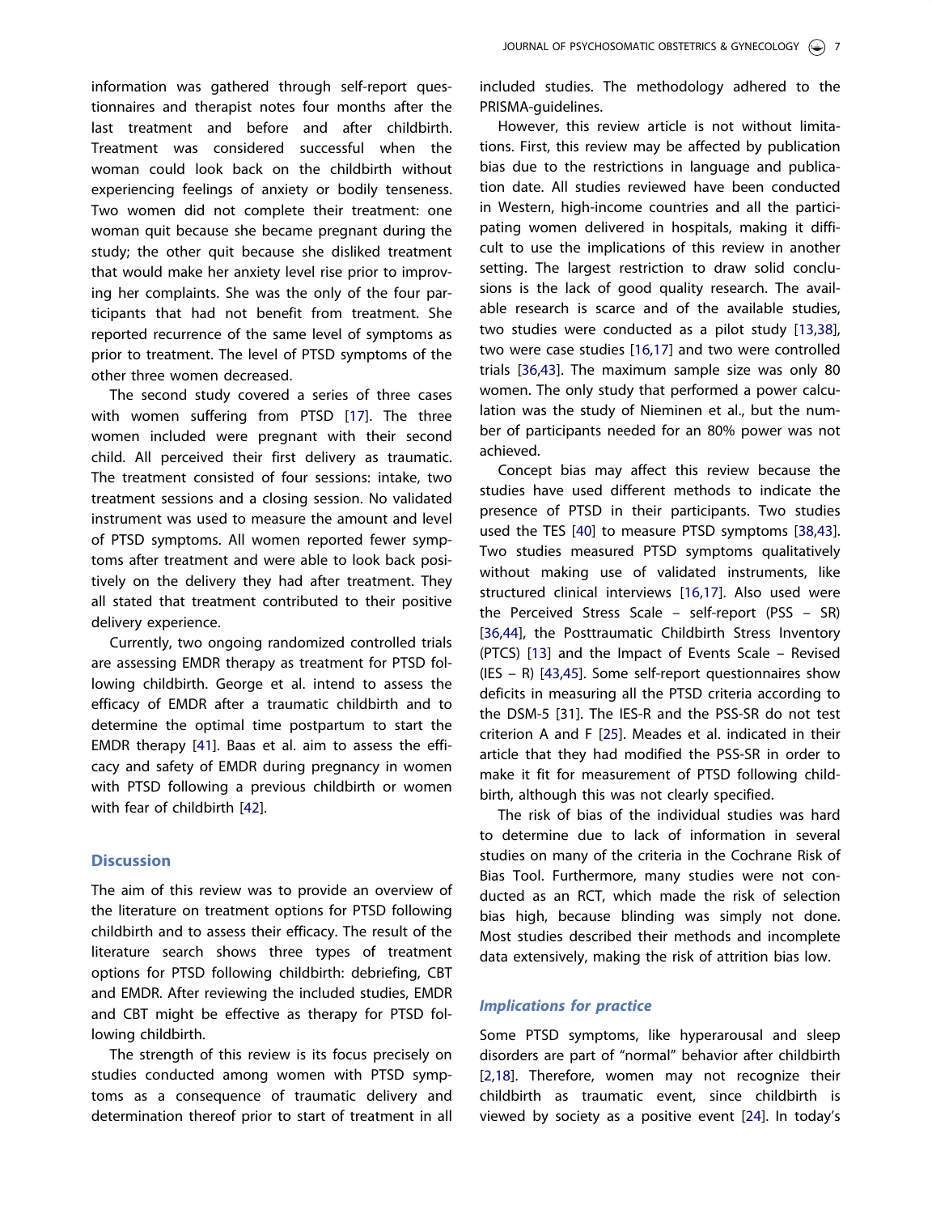information was gathered through self-report questionnaires and therapist notes four months after the last treatment and before and after childbirth. Treatment was considered successful when the woman could look back on the childbirth without experiencing feelings of anxiety or bodily tenseness. Two women did not complete their treatment: one woman quit because she became pregnant during the study; the other quit because she disliked treatment that would make her anxiety level rise prior to improving her complaints. She was the only of the four participants that had not benefit from treatment. She reported recurrence of the same level of symptoms as prior to treatment. The level of PTSD symptoms of the other three women decreased.

The second study covered a series of three cases with women suffering from PTSD [17]. The three women included were pregnant with their second child. All perceived their first delivery as traumatic. The treatment consisted of four sessions: intake, two treatment sessions and a closing session. No validated instrument was used to measure the amount and level of PTSD symptoms. All women reported fewer symptoms after treatment and were able to look back positively on the delivery they had after treatment. They all stated that treatment contributed to their positive delivery experience.

Currently, two ongoing randomized controlled trials are assessing EMDR therapy as treatment for PTSD following childbirth. George et al. intend to assess the efficacy of EMDR after a traumatic childbirth and to determine the optimal time postpartum to start the EMDR therapy [41]. Baas et al. aim to assess the efficacy and safety of EMDR during pregnancy in women with PTSD following a previous childbirth or women with fear of childbirth [42].

## Discussion

The aim of this review was to provide an overview of the literature on treatment options for PTSD following childbirth and to assess their efficacy. The result of the literature search shows three types of treatment options for PTSD following childbirth: debriefing, CBT and EMDR. After reviewing the included studies, EMDR and CBT might be effective as therapy for PTSD following childbirth.

The strength of this review is its focus precisely on studies conducted among women with PTSD symptoms as a consequence of traumatic delivery and determination thereof prior to start of treatment in all included studies. The methodology adhered to the PRISMA-guidelines.

However, this review article is not without limitations. First, this review may be affected by publication bias due to the restrictions in language and publication date. All studies reviewed have been conducted in Western, high-income countries and all the participating women delivered in hospitals, making it difficult to use the implications of this review in another setting. The largest restriction to draw solid conclusions is the lack of good quality research. The available research is scarce and of the available studies, two studies were conducted as a pilot study [13,38], two were case studies [16,17] and two were controlled trials [36,43]. The maximum sample size was only 80 women. The only study that performed a power calculation was the study of Nieminen et al., but the number of participants needed for an 80% power was not achieved.

Concept bias may affect this review because the studies have used different methods to indicate the presence of PTSD in their participants. Two studies used the TES [40] to measure PTSD symptoms [38,43]. Two studies measured PTSD symptoms qualitatively without making use of validated instruments, like structured clinical interviews [16,17]. Also used were the Perceived Stress Scale – self-report (PSS – SR) [36,44], the Posttraumatic Childbirth Stress Inventory (PTCS) [13] and the Impact of Events Scale – Revised (IES – R) [43,45]. Some self-report questionnaires show deficits in measuring all the PTSD criteria according to the DSM-5 [31]. The IES-R and the PSS-SR do not test criterion A and F [25]. Meades et al. indicated in their article that they had modified the PSS-SR in order to make it fit for measurement of PTSD following childbirth, although this was not clearly specified.

The risk of bias of the individual studies was hard to determine due to lack of information in several studies on many of the criteria in the Cochrane Risk of Bias Tool. Furthermore, many studies were not conducted as an RCT, which made the risk of selection bias high, because blinding was simply not done. Most studies described their methods and incomplete data extensively, making the risk of attrition bias low.

### *Implications for practice*

Some PTSD symptoms, like hyperarousal and sleep disorders are part of "normal" behavior after childbirth [2,18]. Therefore, women may not recognize their childbirth as traumatic event, since childbirth is viewed by society as a positive event [24]. In today's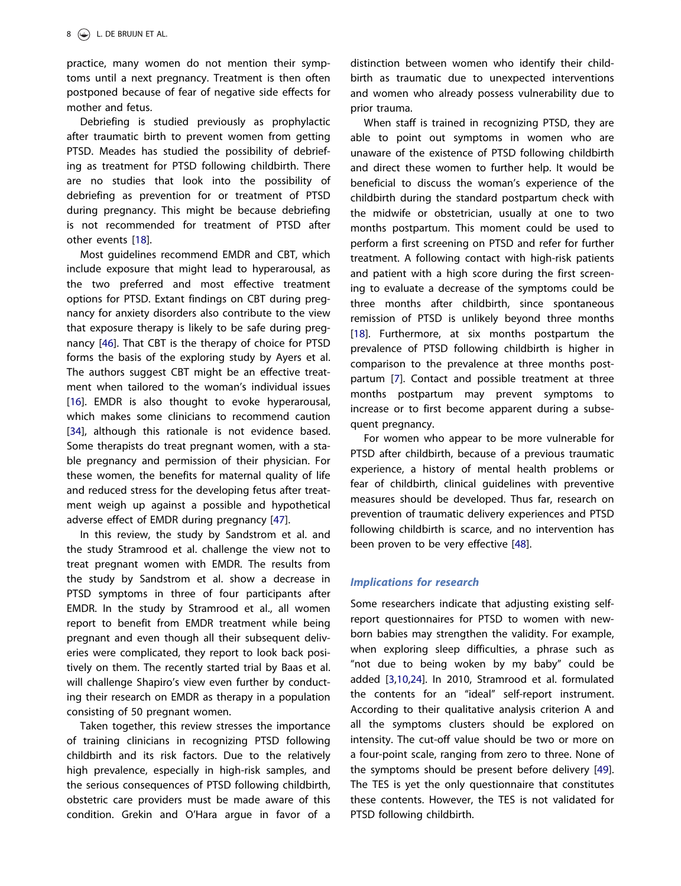practice, many women do not mention their symptoms until a next pregnancy. Treatment is then often postponed because of fear of negative side effects for mother and fetus.

Debriefing is studied previously as prophylactic after traumatic birth to prevent women from getting PTSD. Meades has studied the possibility of debriefing as treatment for PTSD following childbirth. There are no studies that look into the possibility of debriefing as prevention for or treatment of PTSD during pregnancy. This might be because debriefing is not recommended for treatment of PTSD after other events [18].

Most guidelines recommend EMDR and CBT, which include exposure that might lead to hyperarousal, as the two preferred and most effective treatment options for PTSD. Extant findings on CBT during pregnancy for anxiety disorders also contribute to the view that exposure therapy is likely to be safe during pregnancy [46]. That CBT is the therapy of choice for PTSD forms the basis of the exploring study by Ayers et al. The authors suggest CBT might be an effective treatment when tailored to the woman's individual issues [16]. EMDR is also thought to evoke hyperarousal, which makes some clinicians to recommend caution [34], although this rationale is not evidence based. Some therapists do treat pregnant women, with a stable pregnancy and permission of their physician. For these women, the benefits for maternal quality of life and reduced stress for the developing fetus after treatment weigh up against a possible and hypothetical adverse effect of EMDR during pregnancy [47].

In this review, the study by Sandstrom et al. and the study Stramrood et al. challenge the view not to treat pregnant women with EMDR. The results from the study by Sandstrom et al. show a decrease in PTSD symptoms in three of four participants after EMDR. In the study by Stramrood et al., all women report to benefit from EMDR treatment while being pregnant and even though all their subsequent deliveries were complicated, they report to look back positively on them. The recently started trial by Baas et al. will challenge Shapiro's view even further by conducting their research on EMDR as therapy in a population consisting of 50 pregnant women.

Taken together, this review stresses the importance of training clinicians in recognizing PTSD following childbirth and its risk factors. Due to the relatively high prevalence, especially in high-risk samples, and the serious consequences of PTSD following childbirth, obstetric care providers must be made aware of this condition. Grekin and O'Hara argue in favor of a distinction between women who identify their childbirth as traumatic due to unexpected interventions and women who already possess vulnerability due to prior trauma.

When staff is trained in recognizing PTSD, they are able to point out symptoms in women who are unaware of the existence of PTSD following childbirth and direct these women to further help. It would be beneficial to discuss the woman's experience of the childbirth during the standard postpartum check with the midwife or obstetrician, usually at one to two months postpartum. This moment could be used to perform a first screening on PTSD and refer for further treatment. A following contact with high-risk patients and patient with a high score during the first screening to evaluate a decrease of the symptoms could be three months after childbirth, since spontaneous remission of PTSD is unlikely beyond three months [18]. Furthermore, at six months postpartum the prevalence of PTSD following childbirth is higher in comparison to the prevalence at three months postpartum [7]. Contact and possible treatment at three months postpartum may prevent symptoms to increase or to first become apparent during a subsequent pregnancy.

For women who appear to be more vulnerable for PTSD after childbirth, because of a previous traumatic experience, a history of mental health problems or fear of childbirth, clinical guidelines with preventive measures should be developed. Thus far, research on prevention of traumatic delivery experiences and PTSD following childbirth is scarce, and no intervention has been proven to be very effective [48].

### *Implications for research*

Some researchers indicate that adjusting existing self-report questionnaires for PTSD to women with newborn babies may strengthen the validity. For example, when exploring sleep difficulties, a phrase such as "not due to being woken by my baby" could be added [3,10,24]. In 2010, Stramrood et al. formulated the contents for an "ideal" self-report instrument. According to their qualitative analysis criterion A and all the symptoms clusters should be explored on intensity. The cut-off value should be two or more on a four-point scale, ranging from zero to three. None of the symptoms should be present before delivery [49]. The TES is yet the only questionnaire that constitutes these contents. However, the TES is not validated for PTSD following childbirth.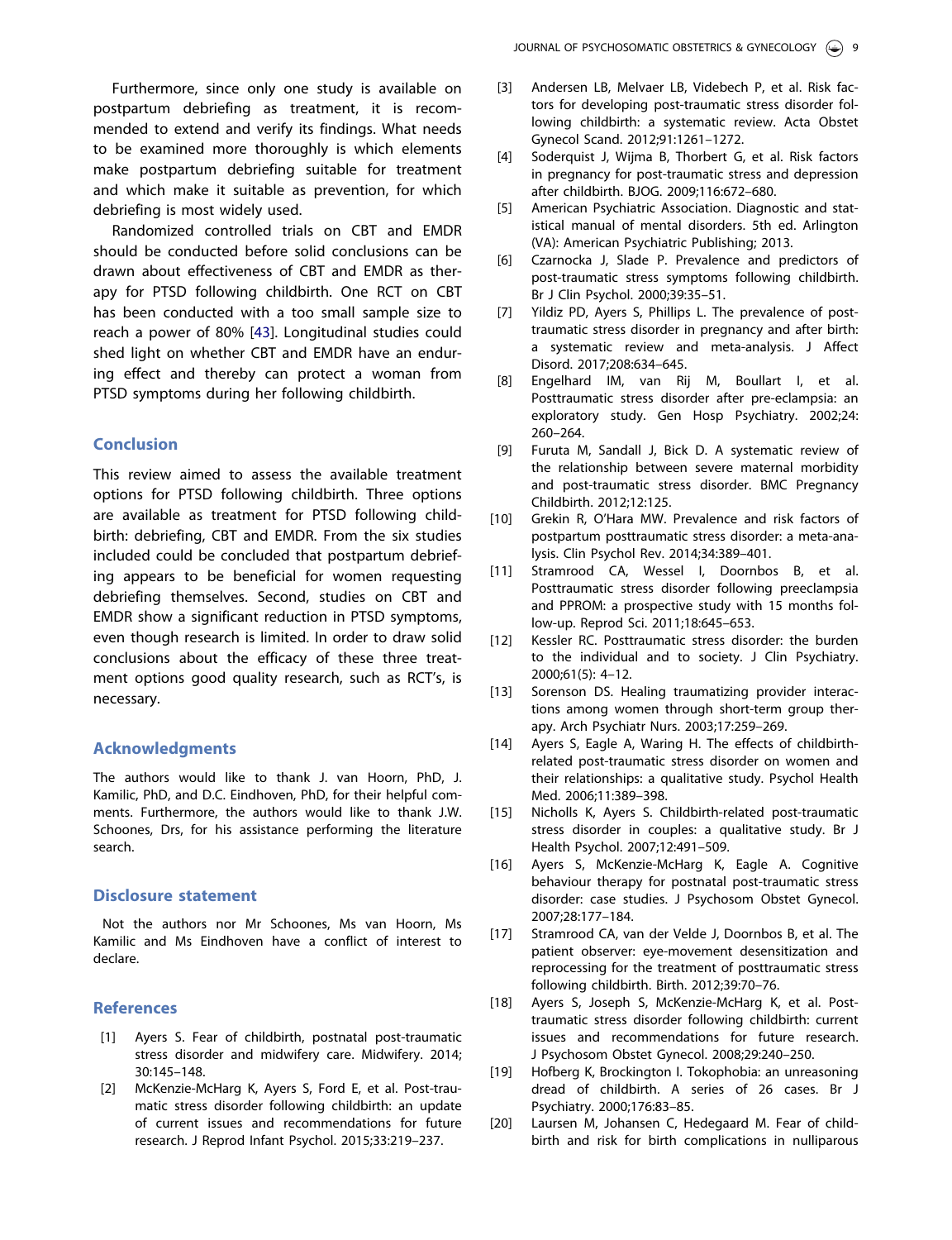Furthermore, since only one study is available on postpartum debriefing as treatment, it is recommended to extend and verify its findings. What needs to be examined more thoroughly is which elements make postpartum debriefing suitable for treatment and which make it suitable as prevention, for which debriefing is most widely used.

Randomized controlled trials on CBT and EMDR should be conducted before solid conclusions can be drawn about effectiveness of CBT and EMDR as therapy for PTSD following childbirth. One RCT on CBT has been conducted with a too small sample size to reach a power of 80% [43]. Longitudinal studies could shed light on whether CBT and EMDR have an enduring effect and thereby can protect a woman from PTSD symptoms during her following childbirth.

## Conclusion

This review aimed to assess the available treatment options for PTSD following childbirth. Three options are available as treatment for PTSD following childbirth: debriefing, CBT and EMDR. From the six studies included could be concluded that postpartum debriefing appears to be beneficial for women requesting debriefing themselves. Second, studies on CBT and EMDR show a significant reduction in PTSD symptoms, even though research is limited. In order to draw solid conclusions about the efficacy of these three treatment options good quality research, such as RCT's, is necessary.

## Acknowledgments

The authors would like to thank J. van Hoorn, PhD, J. Kamilic, PhD, and D.C. Eindhoven, PhD, for their helpful comments. Furthermore, the authors would like to thank J.W. Schoones, Drs, for his assistance performing the literature search.

## Disclosure statement

Not the authors nor Mr Schoones, Ms van Hoorn, Ms Kamilic and Ms Eindhoven have a conflict of interest to declare.

## References

[1] Ayers S. Fear of childbirth, postnatal post-traumatic stress disorder and midwifery care. Midwifery. 2014;30:145–148.

[2] McKenzie-McHarg K, Ayers S, Ford E, et al. Post-traumatic stress disorder following childbirth: an update of current issues and recommendations for future research. J Reprod Infant Psychol. 2015;33:219–237.

[3] Andersen LB, Melvaer LB, Videbech P, et al. Risk factors for developing post-traumatic stress disorder following childbirth: a systematic review. Acta Obstet Gynecol Scand. 2012;91:1261–1272.

[4] Soderquist J, Wijma B, Thorbert G, et al. Risk factors in pregnancy for post-traumatic stress and depression after childbirth. BJOG. 2009;116:672–680.

[5] American Psychiatric Association. Diagnostic and statistical manual of mental disorders. 5th ed. Arlington (VA): American Psychiatric Publishing; 2013.

[6] Czarnocka J, Slade P. Prevalence and predictors of post-traumatic stress symptoms following childbirth. Br J Clin Psychol. 2000;39:35–51.

[7] Yildiz PD, Ayers S, Phillips L. The prevalence of post-traumatic stress disorder in pregnancy and after birth: a systematic review and meta-analysis. J Affect Disord. 2017;208:634–645.

[8] Engelhard IM, van Rij M, Boullart I, et al. Posttraumatic stress disorder after pre-eclampsia: an exploratory study. Gen Hosp Psychiatry. 2002;24:260–264.

[9] Furuta M, Sandall J, Bick D. A systematic review of the relationship between severe maternal morbidity and post-traumatic stress disorder. BMC Pregnancy Childbirth. 2012;12:125.

[10] Grekin R, O'Hara MW. Prevalence and risk factors of postpartum posttraumatic stress disorder: a meta-analysis. Clin Psychol Rev. 2014;34:389–401.

[11] Stramrood CA, Wessel I, Doornbos B, et al. Posttraumatic stress disorder following preeclampsia and PPROM: a prospective study with 15 months follow-up. Reprod Sci. 2011;18:645–653.

[12] Kessler RC. Posttraumatic stress disorder: the burden to the individual and to society. J Clin Psychiatry. 2000;61(5): 4–12.

[13] Sorenson DS. Healing traumatizing provider interactions among women through short-term group therapy. Arch Psychiatr Nurs. 2003;17:259–269.

[14] Ayers S, Eagle A, Waring H. The effects of childbirth-related post-traumatic stress disorder on women and their relationships: a qualitative study. Psychol Health Med. 2006;11:389–398.

[15] Nicholls K, Ayers S. Childbirth-related post-traumatic stress disorder in couples: a qualitative study. Br J Health Psychol. 2007;12:491–509.

[16] Ayers S, McKenzie-McHarg K, Eagle A. Cognitive behaviour therapy for postnatal post-traumatic stress disorder: case studies. J Psychosom Obstet Gynecol. 2007;28:177–184.

[17] Stramrood CA, van der Velde J, Doornbos B, et al. The patient observer: eye-movement desensitization and reprocessing for the treatment of posttraumatic stress following childbirth. Birth. 2012;39:70–76.

[18] Ayers S, Joseph S, McKenzie-McHarg K, et al. Post-traumatic stress disorder following childbirth: current issues and recommendations for future research. J Psychosom Obstet Gynecol. 2008;29:240–250.

[19] Hofberg K, Brockington I. Tokophobia: an unreasoning dread of childbirth. A series of 26 cases. Br J Psychiatry. 2000;176:83–85.

[20] Laursen M, Johansen C, Hedegaard M. Fear of childbirth and risk for birth complications in nulliparous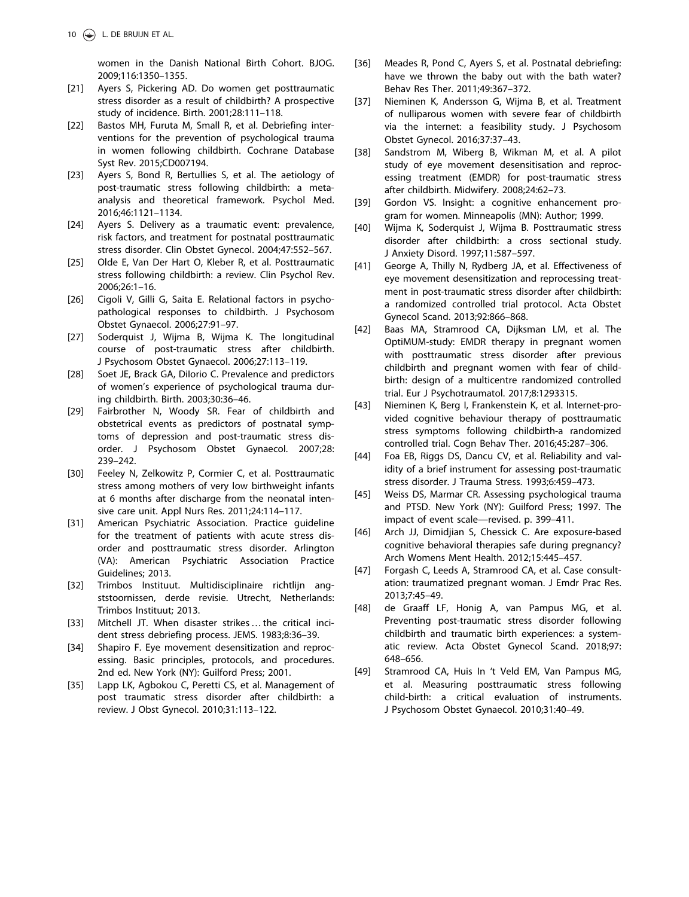women in the Danish National Birth Cohort. BJOG. 2009;116:1350–1355.

[21] Ayers S, Pickering AD. Do women get posttraumatic stress disorder as a result of childbirth? A prospective study of incidence. Birth. 2001;28:111–118.

[22] Bastos MH, Furuta M, Small R, et al. Debriefing interventions for the prevention of psychological trauma in women following childbirth. Cochrane Database Syst Rev. 2015;CD007194.

[23] Ayers S, Bond R, Bertullies S, et al. The aetiology of post-traumatic stress following childbirth: a meta-analysis and theoretical framework. Psychol Med. 2016;46:1121–1134.

[24] Ayers S. Delivery as a traumatic event: prevalence, risk factors, and treatment for postnatal posttraumatic stress disorder. Clin Obstet Gynecol. 2004;47:552–567.

[25] Olde E, Van Der Hart O, Kleber R, et al. Posttraumatic stress following childbirth: a review. Clin Psychol Rev. 2006;26:1–16.

[26] Cigoli V, Gilli G, Saita E. Relational factors in psychopathological responses to childbirth. J Psychosom Obstet Gynaecol. 2006;27:91–97.

[27] Soderquist J, Wijma B, Wijma K. The longitudinal course of post-traumatic stress after childbirth. J Psychosom Obstet Gynaecol. 2006;27:113–119.

[28] Soet JE, Brack GA, Dilorio C. Prevalence and predictors of women's experience of psychological trauma during childbirth. Birth. 2003;30:36–46.

[29] Fairbrother N, Woody SR. Fear of childbirth and obstetrical events as predictors of postnatal symptoms of depression and post-traumatic stress disorder. J Psychosom Obstet Gynaecol. 2007;28: 239–242.

[30] Feeley N, Zelkowitz P, Cormier C, et al. Posttraumatic stress among mothers of very low birthweight infants at 6 months after discharge from the neonatal intensive care unit. Appl Nurs Res. 2011;24:114–117.

[31] American Psychiatric Association. Practice guideline for the treatment of patients with acute stress disorder and posttraumatic stress disorder. Arlington (VA): American Psychiatric Association Practice Guidelines; 2013.

[32] Trimbos Instituut. Multidisciplinaire richtlijn angststoornissen, derde revisie. Utrecht, Netherlands: Trimbos Instituut; 2013.

[33] Mitchell JT. When disaster strikes … the critical incident stress debriefing process. JEMS. 1983;8:36–39.

[34] Shapiro F. Eye movement desensitization and reprocessing. Basic principles, protocols, and procedures. 2nd ed. New York (NY): Guilford Press; 2001.

[35] Lapp LK, Agbokou C, Peretti CS, et al. Management of post traumatic stress disorder after childbirth: a review. J Obst Gynecol. 2010;31:113–122.

[36] Meades R, Pond C, Ayers S, et al. Postnatal debriefing: have we thrown the baby out with the bath water? Behav Res Ther. 2011;49:367–372.

[37] Nieminen K, Andersson G, Wijma B, et al. Treatment of nulliparous women with severe fear of childbirth via the internet: a feasibility study. J Psychosom Obstet Gynecol. 2016;37:37–43.

[38] Sandstrom M, Wiberg B, Wikman M, et al. A pilot study of eye movement desensitisation and reprocessing treatment (EMDR) for post-traumatic stress after childbirth. Midwifery. 2008;24:62–73.

[39] Gordon VS. Insight: a cognitive enhancement program for women. Minneapolis (MN): Author; 1999.

[40] Wijma K, Soderquist J, Wijma B. Posttraumatic stress disorder after childbirth: a cross sectional study. J Anxiety Disord. 1997;11:587–597.

[41] George A, Thilly N, Rydberg JA, et al. Effectiveness of eye movement desensitization and reprocessing treatment in post-traumatic stress disorder after childbirth: a randomized controlled trial protocol. Acta Obstet Gynecol Scand. 2013;92:866–868.

[42] Baas MA, Stramrood CA, Dijksman LM, et al. The OptiMUM-study: EMDR therapy in pregnant women with posttraumatic stress disorder after previous childbirth and pregnant women with fear of childbirth: design of a multicentre randomized controlled trial. Eur J Psychotraumatol. 2017;8:1293315.

[43] Nieminen K, Berg I, Frankenstein K, et al. Internet-provided cognitive behaviour therapy of posttraumatic stress symptoms following childbirth-a randomized controlled trial. Cogn Behav Ther. 2016;45:287–306.

[44] Foa EB, Riggs DS, Dancu CV, et al. Reliability and validity of a brief instrument for assessing post-traumatic stress disorder. J Trauma Stress. 1993;6:459–473.

[45] Weiss DS, Marmar CR. Assessing psychological trauma and PTSD. New York (NY): Guilford Press; 1997. The impact of event scale—revised. p. 399–411.

[46] Arch JJ, Dimidjian S, Chessick C. Are exposure-based cognitive behavioral therapies safe during pregnancy? Arch Womens Ment Health. 2012;15:445–457.

[47] Forgash C, Leeds A, Stramrood CA, et al. Case consultation: traumatized pregnant woman. J Emdr Prac Res. 2013;7:45–49.

[48] de Graaff LF, Honig A, van Pampus MG, et al. Preventing post-traumatic stress disorder following childbirth and traumatic birth experiences: a systematic review. Acta Obstet Gynecol Scand. 2018;97: 648–656.

[49] Stramrood CA, Huis In 't Veld EM, Van Pampus MG, et al. Measuring posttraumatic stress following child-birth: a critical evaluation of instruments. J Psychosom Obstet Gynaecol. 2010;31:40–49.